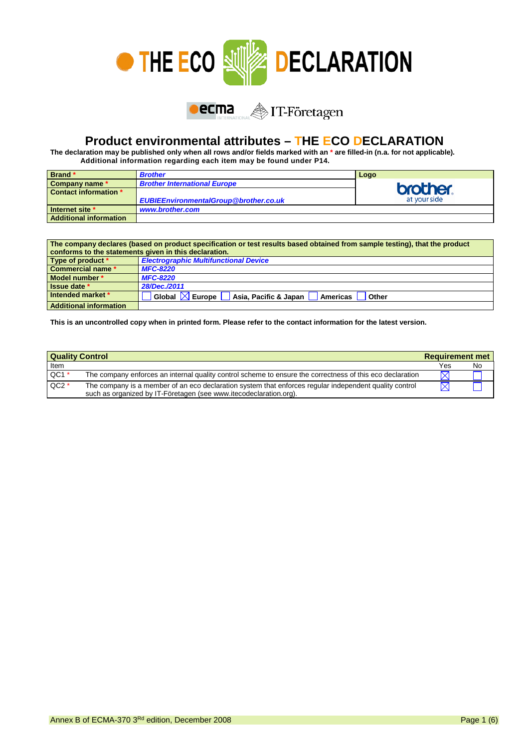# THE ECO DECLARATION

## Product environmental attributes – THE ECO DECLARATION

**The declaration may be published only when all rows and/or fields marked with an * are filled-in (n.a. for not applicable).**
**Additional information regarding each item may be found under P14.**

| | | Logo |
|---|---|---|
| **Brand *** | *Brother* | brother at your side |
| **Company name *** | *Brother International Europe* | |
| **Contact information *** | *EUBIEEnvironmentalGroup@brother.co.uk* | |
| **Internet site *** | *www.brother.com* | |
| **Additional information** | | |

| The company declares (based on product specification or test results based obtained from sample testing), that the product conforms to the statements given in this declaration. | |
|---|---|
| **Type of product *** | *Electrographic Multifunctional Device* |
| **Commercial name *** | *MFC-8220* |
| **Model number *** | *MFC-8220* |
| **Issue date *** | *28/Dec./2011* |
| **Intended market *** | ☐ Global ☒ Europe ☐ Asia, Pacific & Japan ☐ Americas ☐ Other |
| **Additional information** | |

**This is an uncontrolled copy when in printed form. Please refer to the contact information for the latest version.**

| **Quality Control** | | **Requirement met** | |
|---|---|---|---|
| Item | | Yes | No |
| QC1 * | The company enforces an internal quality control scheme to ensure the correctness of this eco declaration | ☒ | ☐ |
| QC2 * | The company is a member of an eco declaration system that enforces regular independent quality control such as organized by IT-Företagen (see www.itecodeclaration.org). | ☒ | ☐ |

Annex B of ECMA-370 3Rd edition, December 2008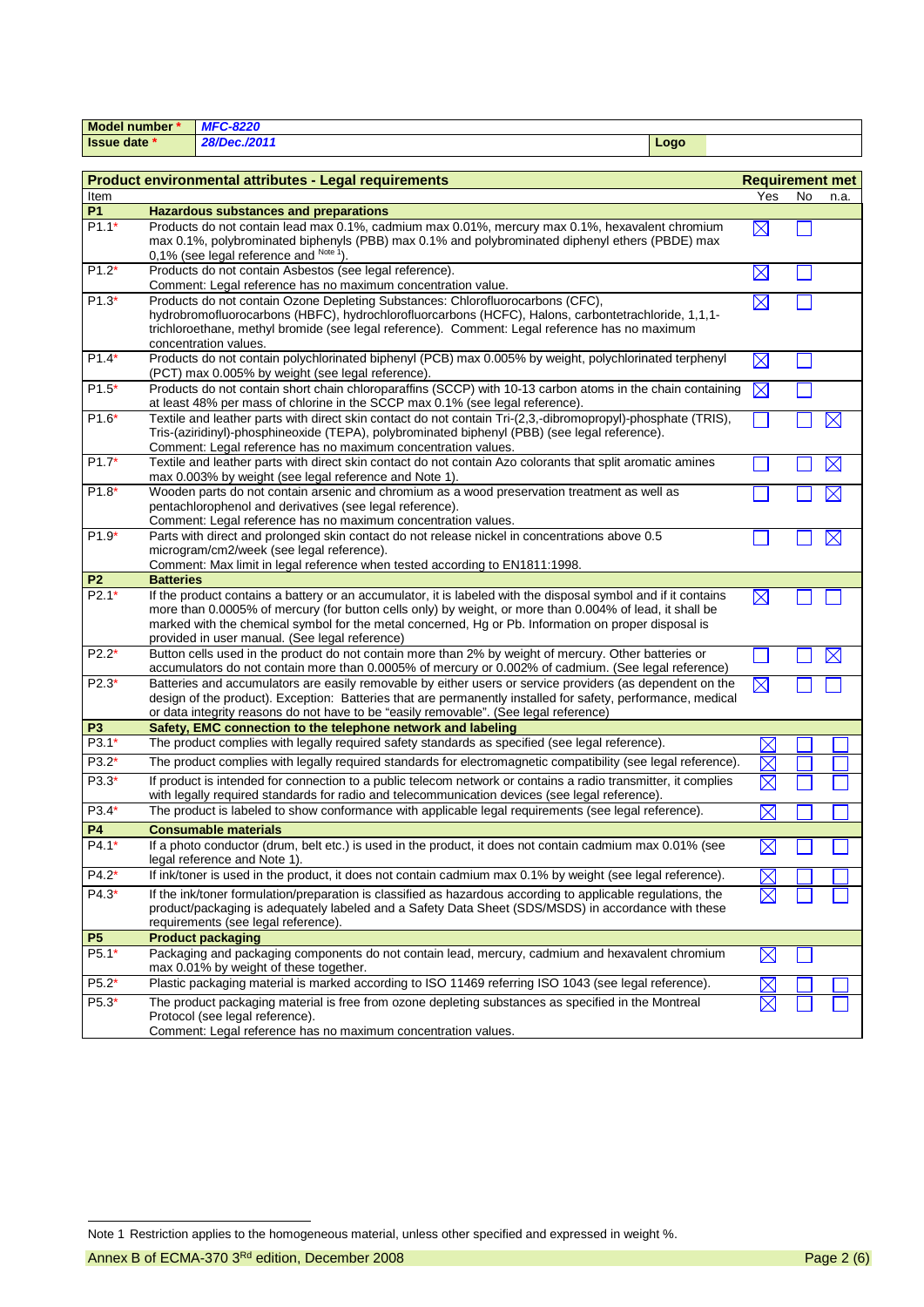| Model number * | *MFC-8220* | | |
|---|---|---|---|
| Issue date * | *28/Dec./2011* | Logo | |

| Product environmental attributes - Legal requirements | | Requirement met | | |
|---|---|---|---|---|
| Item | | Yes | No | n.a. |
| **P1** | **Hazardous substances and preparations** | | | |
| P1.1* | Products do not contain lead max 0.1%, cadmium max 0.01%, mercury max 0.1%, hexavalent chromium max 0.1%, polybrominated biphenyls (PBB) max 0.1% and polybrominated diphenyl ethers (PBDE) max 0,1% (see legal reference and Note 1). | ☒ | ☐ | |
| P1.2* | Products do not contain Asbestos (see legal reference). Comment: Legal reference has no maximum concentration value. | ☒ | ☐ | |
| P1.3* | Products do not contain Ozone Depleting Substances: Chlorofluorocarbons (CFC), hydrobromofluorocarbons (HBFC), hydrochlorofluorcarbons (HCFC), Halons, carbontetrachloride, 1,1,1-trichloroethane, methyl bromide (see legal reference). Comment: Legal reference has no maximum concentration values. | ☒ | ☐ | |
| P1.4* | Products do not contain polychlorinated biphenyl (PCB) max 0.005% by weight, polychlorinated terphenyl (PCT) max 0.005% by weight (see legal reference). | ☒ | ☐ | |
| P1.5* | Products do not contain short chain chloroparaffins (SCCP) with 10-13 carbon atoms in the chain containing at least 48% per mass of chlorine in the SCCP max 0.1% (see legal reference). | ☒ | ☐ | |
| P1.6* | Textile and leather parts with direct skin contact do not contain Tri-(2,3,-dibromopropyl)-phosphate (TRIS), Tris-(aziridinyl)-phosphineoxide (TEPA), polybrominated biphenyl (PBB) (see legal reference). Comment: Legal reference has no maximum concentration values. | ☐ | ☐ | ☒ |
| P1.7* | Textile and leather parts with direct skin contact do not contain Azo colorants that split aromatic amines max 0.003% by weight (see legal reference and Note 1). | ☐ | ☐ | ☒ |
| P1.8* | Wooden parts do not contain arsenic and chromium as a wood preservation treatment as well as pentachlorophenol and derivatives (see legal reference). Comment: Legal reference has no maximum concentration values. | ☐ | ☐ | ☒ |
| P1.9* | Parts with direct and prolonged skin contact do not release nickel in concentrations above 0.5 microgram/cm2/week (see legal reference). Comment: Max limit in legal reference when tested according to EN1811:1998. | ☐ | ☐ | ☒ |
| **P2** | **Batteries** | | | |
| P2.1* | If the product contains a battery or an accumulator, it is labeled with the disposal symbol and if it contains more than 0.0005% of mercury (for button cells only) by weight, or more than 0.004% of lead, it shall be marked with the chemical symbol for the metal concerned, Hg or Pb. Information on proper disposal is provided in user manual. (See legal reference) | ☒ | ☐ | ☐ |
| P2.2* | Button cells used in the product do not contain more than 2% by weight of mercury. Other batteries or accumulators do not contain more than 0.0005% of mercury or 0.002% of cadmium. (See legal reference) | ☐ | ☐ | ☒ |
| P2.3* | Batteries and accumulators are easily removable by either users or service providers (as dependent on the design of the product). Exception: Batteries that are permanently installed for safety, performance, medical or data integrity reasons do not have to be "easily removable". (See legal reference) | ☒ | ☐ | ☐ |
| **P3** | **Safety, EMC connection to the telephone network and labeling** | | | |
| P3.1* | The product complies with legally required safety standards as specified (see legal reference). | ☒ | ☐ | ☐ |
| P3.2* | The product complies with legally required standards for electromagnetic compatibility (see legal reference). | ☒ | ☐ | ☐ |
| P3.3* | If product is intended for connection to a public telecom network or contains a radio transmitter, it complies with legally required standards for radio and telecommunication devices (see legal reference). | ☒ | ☐ | ☐ |
| P3.4* | The product is labeled to show conformance with applicable legal requirements (see legal reference). | ☒ | ☐ | ☐ |
| **P4** | **Consumable materials** | | | |
| P4.1* | If a photo conductor (drum, belt etc.) is used in the product, it does not contain cadmium max 0.01% (see legal reference and Note 1). | ☒ | ☐ | ☐ |
| P4.2* | If ink/toner is used in the product, it does not contain cadmium max 0.1% by weight (see legal reference). | ☒ | ☐ | ☐ |
| P4.3* | If the ink/toner formulation/preparation is classified as hazardous according to applicable regulations, the product/packaging is adequately labeled and a Safety Data Sheet (SDS/MSDS) in accordance with these requirements (see legal reference). | ☒ | ☐ | ☐ |
| **P5** | **Product packaging** | | | |
| P5.1* | Packaging and packaging components do not contain lead, mercury, cadmium and hexavalent chromium max 0.01% by weight of these together. | ☒ | ☐ | |
| P5.2* | Plastic packaging material is marked according to ISO 11469 referring ISO 1043 (see legal reference). | ☒ | ☐ | ☐ |
| P5.3* | The product packaging material is free from ozone depleting substances as specified in the Montreal Protocol (see legal reference). Comment: Legal reference has no maximum concentration values. | ☒ | ☐ | ☐ |

Note 1 Restriction applies to the homogeneous material, unless other specified and expressed in weight %.

Annex B of ECMA-370 3[Rd] edition, December 2008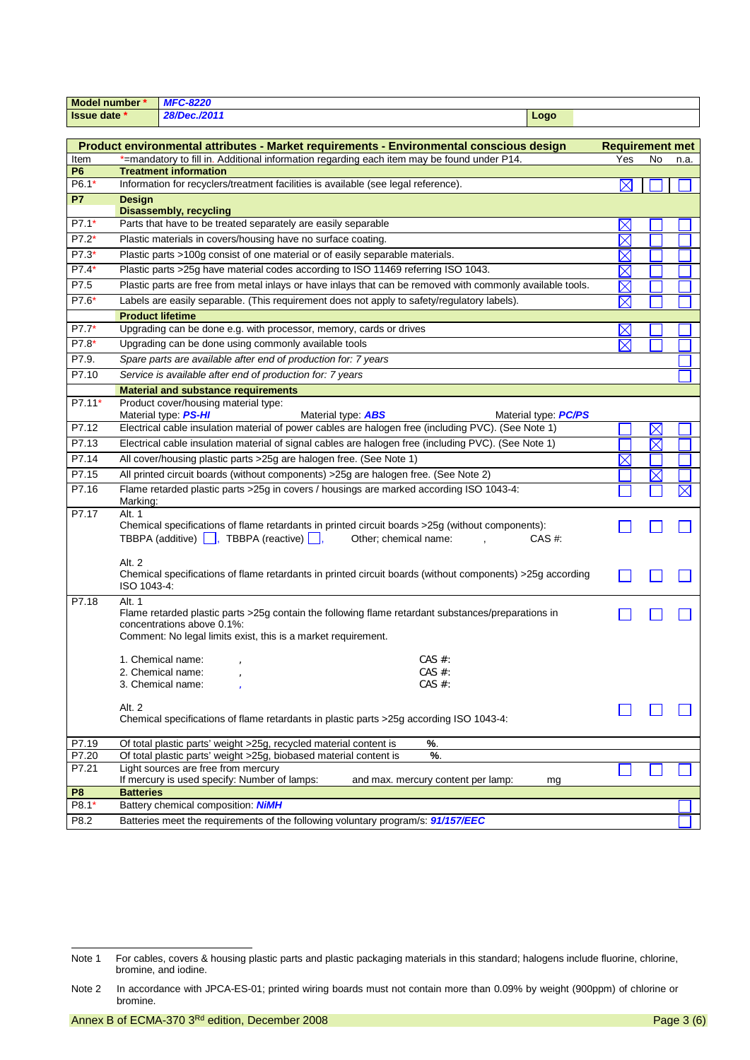| Model number * | *MFC-8220* | | |
|---|---|---|---|
| Issue date * | *28/Dec./2011* | Logo | |

| Item | Product environmental attributes - Market requirements - Environmental conscious design | Requirement met | | |
|---|---|---|---|---|
| | *=mandatory to fill in. Additional information regarding each item may be found under P14. | Yes | No | n.a. |
| **P6** | **Treatment information** | | | |
| P6.1* | Information for recyclers/treatment facilities is available (see legal reference). | ☒ | ☐ | ☐ |
| **P7** | **Design** <br> **Disassembly, recycling** | | | |
| P7.1* | Parts that have to be treated separately are easily separable | ☒ | ☐ | ☐ |
| P7.2* | Plastic materials in covers/housing have no surface coating. | ☒ | ☐ | ☐ |
| P7.3* | Plastic parts >100g consist of one material or of easily separable materials. | ☒ | ☐ | ☐ |
| P7.4* | Plastic parts >25g have material codes according to ISO 11469 referring ISO 1043. | ☒ | ☐ | ☐ |
| P7.5 | Plastic parts are free from metal inlays or have inlays that can be removed with commonly available tools. | ☒ | ☐ | ☐ |
| P7.6* | Labels are easily separable. (This requirement does not apply to safety/regulatory labels). | ☒ | ☐ | ☐ |
| | **Product lifetime** | | | |
| P7.7* | Upgrading can be done e.g. with processor, memory, cards or drives | ☒ | ☐ | ☐ |
| P7.8* | Upgrading can be done using commonly available tools | ☒ | ☐ | ☐ |
| P7.9. | *Spare parts are available after end of production for: 7 years* | | | ☐ |
| P7.10 | *Service is available after end of production for: 7 years* | | | ☐ |
| | **Material and substance requirements** | | | |
| P7.11* | Product cover/housing material type: <br> Material type: ***PS-HI*** Material type: ***ABS*** Material type: ***PC/PS*** | | | |
| P7.12 | Electrical cable insulation material of power cables are halogen free (including PVC). (See Note 1) | ☐ | ☒ | ☐ |
| P7.13 | Electrical cable insulation material of signal cables are halogen free (including PVC). (See Note 1) | ☐ | ☒ | ☐ |
| P7.14 | All cover/housing plastic parts >25g are halogen free. (See Note 1) | ☒ | ☐ | ☐ |
| P7.15 | All printed circuit boards (without components) >25g are halogen free. (See Note 2) | ☐ | ☒ | ☐ |
| P7.16 | Flame retarded plastic parts >25g in covers / housings are marked according ISO 1043-4: <br> Marking: | ☐ | ☐ | ☒ |
| P7.17 | Alt. 1 <br> Chemical specifications of flame retardants in printed circuit boards >25g (without components): <br> TBBPA (additive) ☐, TBBPA (reactive) ☐, Other; chemical name: , CAS #: | ☐ | ☐ | ☐ |
| | Alt. 2 <br> Chemical specifications of flame retardants in printed circuit boards (without components) >25g according ISO 1043-4: | ☐ | ☐ | ☐ |
| P7.18 | Alt. 1 <br> Flame retarded plastic parts >25g contain the following flame retardant substances/preparations in concentrations above 0.1%: <br> Comment: No legal limits exist, this is a market requirement. <br><br> 1. Chemical name: , CAS #: <br> 2. Chemical name: , CAS #: <br> 3. Chemical name: , CAS #: | ☐ | ☐ | ☐ |
| | Alt. 2 <br> Chemical specifications of flame retardants in plastic parts >25g according ISO 1043-4: | ☐ | ☐ | ☐ |
| P7.19 | Of total plastic parts' weight >25g, recycled material content is %. | | | |
| P7.20 | Of total plastic parts' weight >25g, biobased material content is %. | | | |
| P7.21 | Light sources are free from mercury <br> If mercury is used specify: Number of lamps: and max. mercury content per lamp: mg | ☐ | ☐ | ☐ |
| **P8** | **Batteries** | | | |
| P8.1* | Battery chemical composition: ***NiMH*** | | | ☐ |
| P8.2 | Batteries meet the requirements of the following voluntary program/s: ***91/157/EEC*** | | | ☐ |

Note 1 For cables, covers & housing plastic parts and plastic packaging materials in this standard; halogens include fluorine, chlorine, bromine, and iodine.

Note 2 In accordance with JPCA-ES-01; printed wiring boards must not contain more than 0.09% by weight (900ppm) of chlorine or bromine.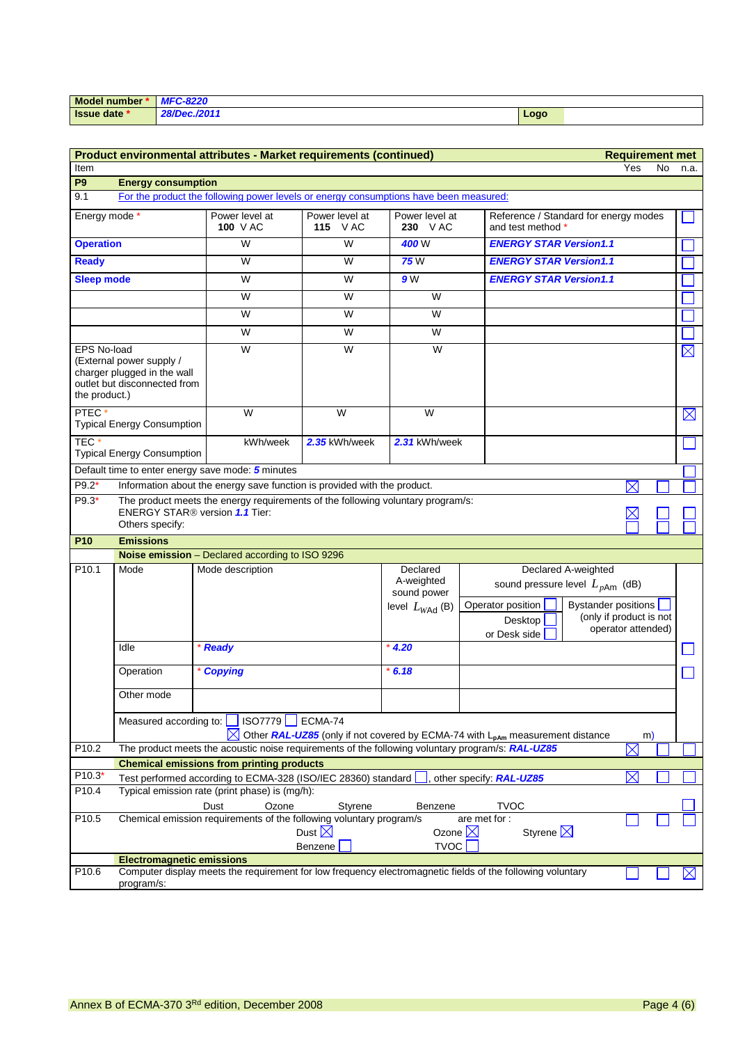| Model number * | MFC-8220 | | |
|---|---|---|---|
| Issue date * | 28/Dec./2011 | Logo | |

## Product environmental attributes - Market requirements (continued)

Requirement met: Yes / No / n.a.

### P9 Energy consumption

9.1 For the product the following power levels or energy consumptions have been measured:

| Energy mode * | Power level at 100 V AC | Power level at 115 V AC | Power level at 230 V AC | Reference / Standard for energy modes and test method * | |
|---|---|---|---|---|---|
| Operation | W | W | 400 W | ENERGY STAR Version1.1 | ☐ |
| Ready | W | W | 75 W | ENERGY STAR Version1.1 | ☐ |
| Sleep mode | W | W | 9 W | ENERGY STAR Version1.1 | ☐ |
| | W | W | W | | ☐ |
| | W | W | W | | ☐ |
| | W | W | W | | ☐ |
| EPS No-load (External power supply / charger plugged in the wall outlet but disconnected from the product.) | W | W | W | | ☒ |
| PTEC * Typical Energy Consumption | W | W | W | | ☒ |
| TEC * Typical Energy Consumption | kWh/week | 2.35 kWh/week | 2.31 kWh/week | | ☐ |

Default time to enter energy save mode: 5 minutes ☐

| Item | | Yes | No | n.a. |
|---|---|---|---|---|
| P9.2* | Information about the energy save function is provided with the product. | ☒ | ☐ | ☐ |
| P9.3* | The product meets the energy requirements of the following voluntary program/s: ENERGY STAR® version 1.1 Tier: | ☒ | ☐ | ☐ |
| | Others specify: | ☐ | ☐ | ☐ |

### P10 Emissions

**Noise emission** – Declared according to ISO 9296

| P10.1 | Mode | Mode description | Declared A-weighted sound power level $L_{WAd}$ (B) | Declared A-weighted sound pressure level $L_{pAm}$ (dB): Operator position ☐ Desktop ☐ or Desk side ☐ / Bystander positions ☐ (only if product is not operator attended) | |
|---|---|---|---|---|---|
| | Idle | * Ready | * 4.20 | | ☐ |
| | Operation | * Copying | * 6.18 | | ☐ |
| | Other mode | | | | |

Measured according to: ☐ ISO7779 ☐ ECMA-74 ☒ Other RAL-UZ85 (only if not covered by ECMA-74 with $L_{pAm}$ measurement distance m)

| Item | | Yes | No | n.a. |
|---|---|---|---|---|
| P10.2 | The product meets the acoustic noise requirements of the following voluntary program/s: RAL-UZ85 | ☒ | ☐ | ☐ |

**Chemical emissions from printing products**

| Item | | Yes | No | n.a. |
|---|---|---|---|---|
| P10.3* | Test performed according to ECMA-328 (ISO/IEC 28360) standard ☐, other specify: RAL-UZ85 | ☒ | ☐ | ☐ |
| P10.4 | Typical emission rate (print phase) is (mg/h): Dust / Ozone / Styrene / Benzene / TVOC | | | ☐ |
| P10.5 | Chemical emission requirements of the following voluntary program/s are met for: Dust ☒ Ozone ☒ Styrene ☒ Benzene ☐ TVOC ☐ | ☐ | ☐ | ☐ |

**Electromagnetic emissions**

| Item | | Yes | No | n.a. |
|---|---|---|---|---|
| P10.6 | Computer display meets the requirement for low frequency electromagnetic fields of the following voluntary program/s: | ☐ | ☐ | ☒ |

Annex B of ECMA-370 3[rd] edition, December 2008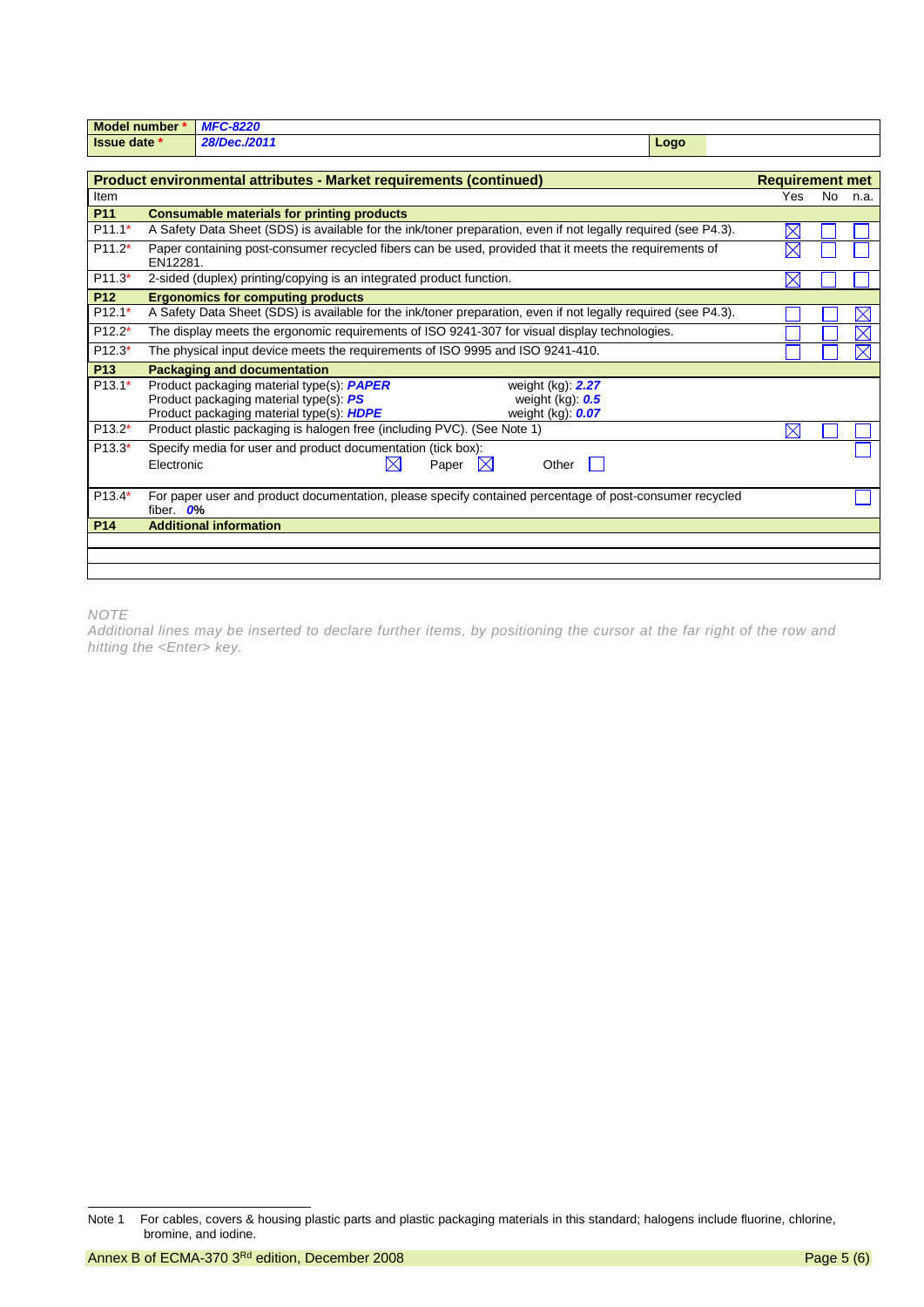| Model number * | MFC-8220 | | |
|---|---|---|---|
| Issue date * | 28/Dec./2011 | Logo | |

| Product environmental attributes - Market requirements (continued) | | Requirement met | | |
|---|---|---|---|---|
| Item | | Yes | No | n.a. |
| **P11** | **Consumable materials for printing products** | | | |
| P11.1* | A Safety Data Sheet (SDS) is available for the ink/toner preparation, even if not legally required (see P4.3). | ☒ | ☐ | ☐ |
| P11.2* | Paper containing post-consumer recycled fibers can be used, provided that it meets the requirements of EN12281. | ☒ | ☐ | ☐ |
| P11.3* | 2-sided (duplex) printing/copying is an integrated product function. | ☒ | ☐ | ☐ |
| **P12** | **Ergonomics for computing products** | | | |
| P12.1* | A Safety Data Sheet (SDS) is available for the ink/toner preparation, even if not legally required (see P4.3). | ☐ | ☐ | ☒ |
| P12.2* | The display meets the ergonomic requirements of ISO 9241-307 for visual display technologies. | ☐ | ☐ | ☒ |
| P12.3* | The physical input device meets the requirements of ISO 9995 and ISO 9241-410. | ☐ | ☐ | ☒ |
| **P13** | **Packaging and documentation** | | | |
| P13.1* | Product packaging material type(s): ***PAPER*** weight (kg): ***2.27***<br>Product packaging material type(s): ***PS*** weight (kg): ***0.5***<br>Product packaging material type(s): ***HDPE*** weight (kg): ***0.07*** | | | |
| P13.2* | Product plastic packaging is halogen free (including PVC). (See Note 1) | ☒ | ☐ | ☐ |
| P13.3* | Specify media for user and product documentation (tick box):<br>Electronic ☒ Paper ☒ Other ☐ | | | ☐ |
| P13.4* | For paper user and product documentation, please specify contained percentage of post-consumer recycled fiber. ***0***% | | | ☐ |
| **P14** | **Additional information** | | | |
| | | | | |
| | | | | |
| | | | | |

*NOTE*
*Additional lines may be inserted to declare further items, by positioning the cursor at the far right of the row and hitting the <Enter> key.*

Note 1 For cables, covers & housing plastic parts and plastic packaging materials in this standard; halogens include fluorine, chlorine, bromine, and iodine.

Annex B of ECMA-370 3rd edition, December 2008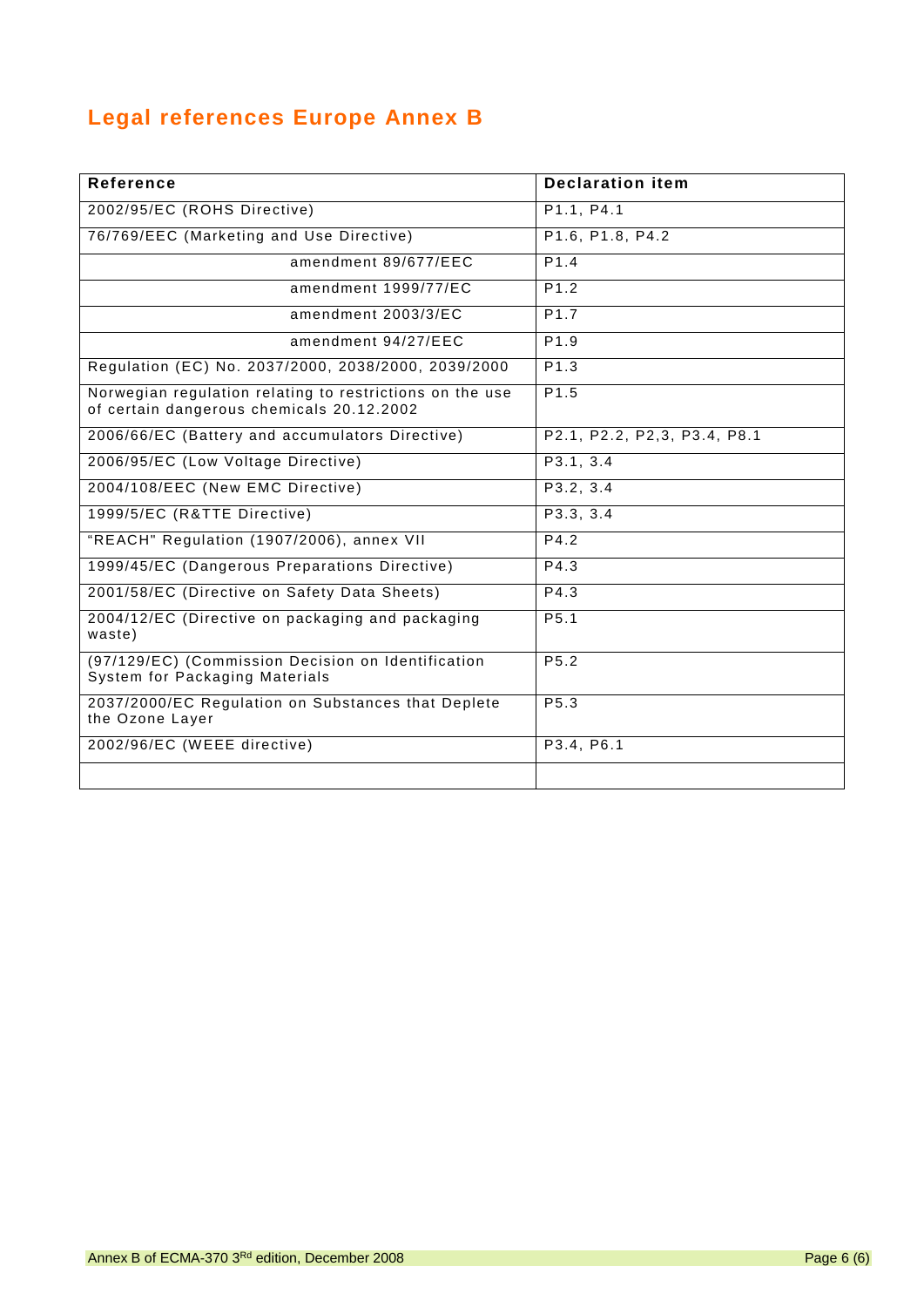# Legal references Europe Annex B

| Reference | Declaration item |
|---|---|
| 2002/95/EC (ROHS Directive) | P1.1, P4.1 |
| 76/769/EEC (Marketing and Use Directive) | P1.6, P1.8, P4.2 |
| amendment 89/677/EEC | P1.4 |
| amendment 1999/77/EC | P1.2 |
| amendment 2003/3/EC | P1.7 |
| amendment 94/27/EEC | P1.9 |
| Regulation (EC) No. 2037/2000, 2038/2000, 2039/2000 | P1.3 |
| Norwegian regulation relating to restrictions on the use of certain dangerous chemicals 20.12.2002 | P1.5 |
| 2006/66/EC (Battery and accumulators Directive) | P2.1, P2.2, P2,3, P3.4, P8.1 |
| 2006/95/EC (Low Voltage Directive) | P3.1, 3.4 |
| 2004/108/EEC (New EMC Directive) | P3.2, 3.4 |
| 1999/5/EC (R&TTE Directive) | P3.3, 3.4 |
| "REACH" Regulation (1907/2006), annex VII | P4.2 |
| 1999/45/EC (Dangerous Preparations Directive) | P4.3 |
| 2001/58/EC (Directive on Safety Data Sheets) | P4.3 |
| 2004/12/EC (Directive on packaging and packaging waste) | P5.1 |
| (97/129/EC) (Commission Decision on Identification System for Packaging Materials | P5.2 |
| 2037/2000/EC Regulation on Substances that Deplete the Ozone Layer | P5.3 |
| 2002/96/EC (WEEE directive) | P3.4, P6.1 |
| | |